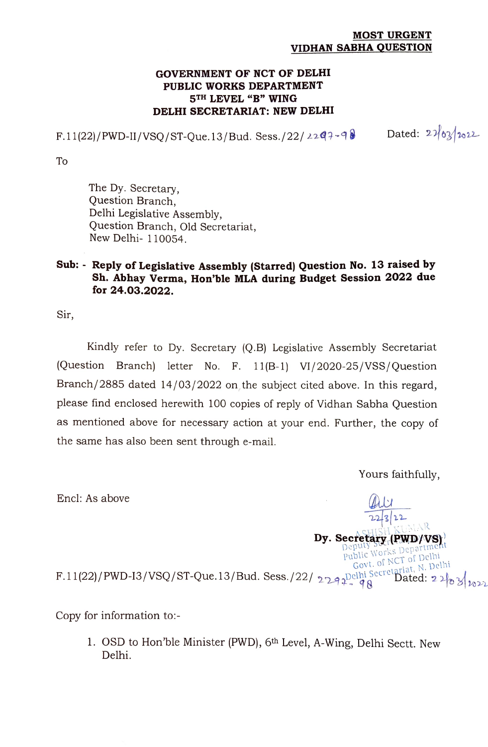**MOST URGENT**
**VIDHAN SABHA QUESTION**

**GOVERNMENT OF NCT OF DELHI**
**PUBLIC WORKS DEPARTMENT**
**5TH LEVEL "B" WING**
**DELHI SECRETARIAT: NEW DELHI**

F.11(22)/PWD-II/VSQ/ST-Que.13/Bud. Sess./22/ 2297-98 Dated: 22/03/2022

To

The Dy. Secretary,
Question Branch,
Delhi Legislative Assembly,
Question Branch, Old Secretariat,
New Delhi- 110054.

**Sub: - Reply of Legislative Assembly (Starred) Question No. 13 raised by Sh. Abhay Verma, Hon'ble MLA during Budget Session 2022 due for 24.03.2022.**

Sir,

Kindly refer to Dy. Secretary (Q.B) Legislative Assembly Secretariat (Question Branch) letter No. F. 11(B-1) VI/2020-25/VSS/Question Branch/2885 dated 14/03/2022 on the subject cited above. In this regard, please find enclosed herewith 100 copies of reply of Vidhan Sabha Question as mentioned above for necessary action at your end. Further, the copy of the same has also been sent through e-mail.

Yours faithfully,

Encl: As above

Sd/-
22/3/22

**Dy. Secretary (PWD/VS)**

ASHISH KUMAR
Deputy Secretary
Public Works Department
Govt. of NCT of Delhi
Delhi Secretariat, N. Delhi

F.11(22)/PWD-I3/VSQ/ST-Que.13/Bud. Sess./22/ 2297-98 Dated: 22/03/2022

Copy for information to:-

1. OSD to Hon'ble Minister (PWD), 6th Level, A-Wing, Delhi Sectt. New Delhi.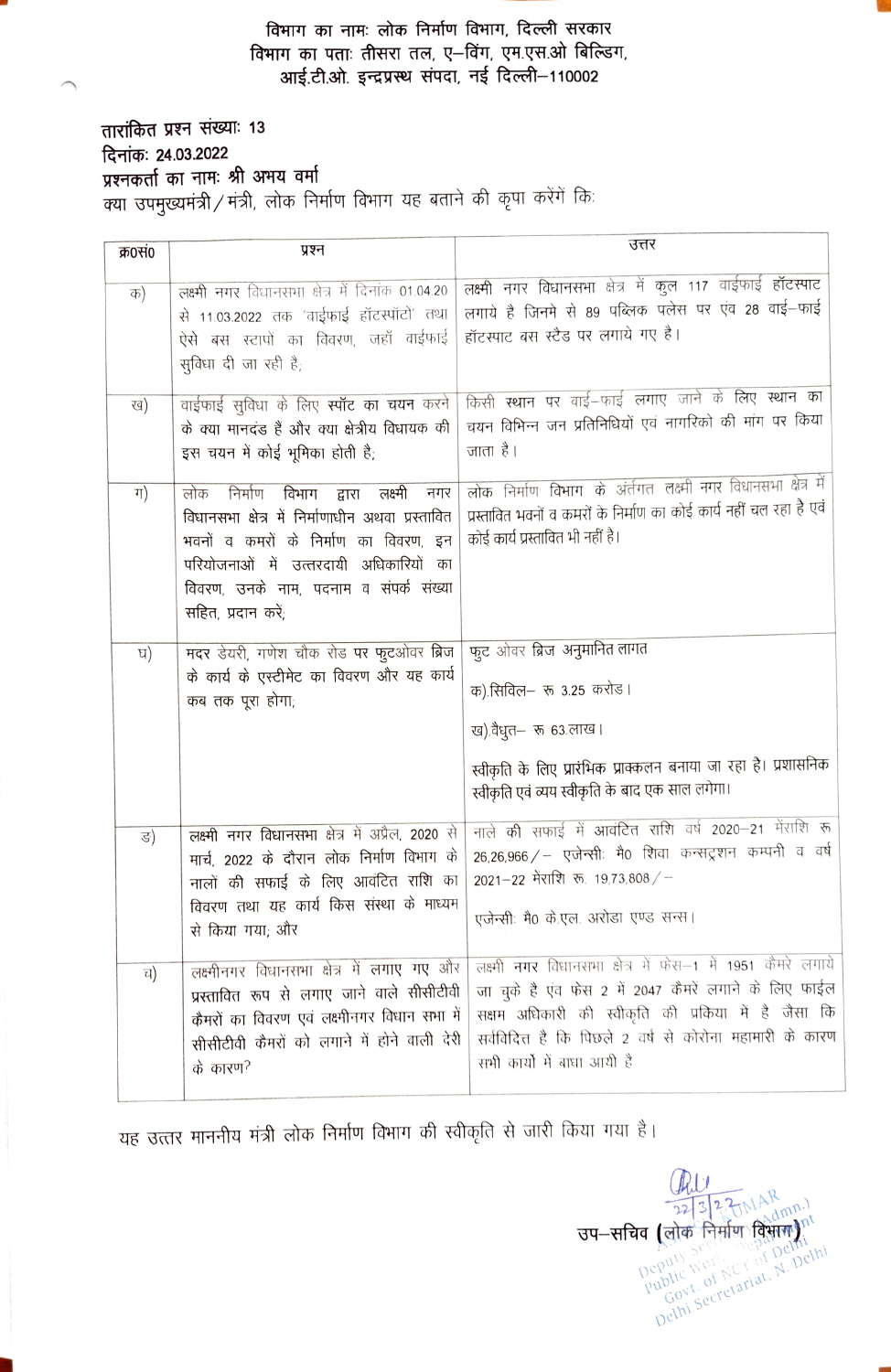विभाग का नामः लोक निर्माण विभाग, दिल्ली सरकार
विभाग का पताः तीसरा तल, ए–विंग, एम.एस.ओ बिल्डिंग,
आई.टी.ओ. इन्द्रप्रस्थ संपदा, नई दिल्ली–110002

**तारांकित प्रश्न संख्याः 13**
**दिनांकः 24.03.2022**
**प्रश्नकर्ता का नामः श्री अभय वर्मा**

क्या उपमुख्यमंत्री / मंत्री, लोक निर्माण विभाग यह बताने की कृपा करेंगें कि:

| क्र0सं0 | प्रश्न | उत्तर |
|---|---|---|
| क) | लक्ष्मी नगर विधानसभा क्षेत्र में दिनांक 01.04.20 से 11.03.2022 तक 'वाईफाई हॉटस्पॉटों' तथा ऐसे बस स्टापों का विवरण, जहाँ वाईफाई सुविधा दी जा रही है; | लक्ष्मी नगर विधानसभा क्षेत्र में कुल 117 वाईफाई हॉटस्पाट लगाये है जिनमे से 89 पब्लिक पलेस पर एंव 28 वाई–फाई हॉटस्पाट बस स्टैड पर लगाये गए है। |
| ख) | वाईफाई सुविधा के लिए स्पॉट का चयन करने के क्या मानदंड हैं और क्या क्षेत्रीय विधायक की इस चयन में कोई भूमिका होती है; | किसी स्थान पर वाई–फाई लगाए जाने के लिए स्थान का चयन विभिन्न जन प्रतिनिधियों एवं नागरिको की मांग पर किया जाता है। |
| ग) | लोक निर्माण विभाग द्वारा लक्ष्मी नगर विधानसभा क्षेत्र में निर्माणाधीन अथवा प्रस्तावित भवनों व कमरों के निर्माण का विवरण, इन परियोजनाओं में उत्तरदायी अधिकारियों का विवरण, उनके नाम, पदनाम व संपर्क संख्या सहित, प्रदान करें; | लोक निर्माण विभाग के अंतर्गत लक्ष्मी नगर विधानसभा क्षेत्र में प्रस्तावित भवनों व कमरों के निर्माण का कोई कार्य नहीं चल रहा है एवं कोई कार्य प्रस्तावित भी नहीं है। |
| घ) | मदर डेयरी, गणेश चौक रोड पर फुटओवर ब्रिज के कार्य के एस्टीमेट का विवरण और यह कार्य कब तक पूरा होगा; | फुट ओवर ब्रिज अनुमानित लागत<br><br>क).सिविल– रू 3.25 करोड।<br><br>ख).वैधुत– रू 63.लाख।<br><br>स्वीकृति के लिए प्रारंभिक प्राक्कलन बनाया जा रहा है। प्रशासनिक स्वीकृति एवं व्यय स्वीकृति के बाद एक साल लगेगा। |
| ङ) | लक्ष्मी नगर विधानसभा क्षेत्र में अप्रैल, 2020 से मार्च, 2022 के दौरान लोक निर्माण विभाग के नालों की सफाई के लिए आवंटित राशि का विवरण तथा यह कार्य किस संस्था के माध्यम से किया गया; और | नाले की सफाई में आवंटित राशि वर्ष 2020–21 मेंराशि रू 26,26,966/– एजेन्सीः मै0 शिवा कन्सट्रशन कम्पनी व वर्ष 2021–22 मेंराशि रू. 19,73,808/–<br><br>एजेन्सीः मै0 के.एल. अरोडा एण्ड सन्स। |
| च) | लक्ष्मीनगर विधानसभा क्षेत्र में लगाए गए और प्रस्तावित रूप से लगाए जाने वाले सीसीटीवी कैमरों का विवरण एवं लक्ष्मीनगर विधान सभा में सीसीटीवी कैमरों को लगाने में होने वाली देरी के कारण? | लक्ष्मी नगर विधानसभा क्षेत्र में फेस–1 में 1951 कैमरे लगाये जा चुके है एंव फेस 2 में 2047 कैमरे लगाने के लिए फाईल सक्षम अधिकारी की स्वीकृति की प्रकिया में है जैसा कि सर्वविदित है कि पिछले 2 वर्ष से कोरोना महामारी के कारण सभी कार्यो में बाधा आयी है |

यह उत्तर माननीय मंत्री लोक निर्माण विभाग की स्वीकृति से जारी किया गया है।

22/3/22

उप–सचिव (लोक निर्माण विभाग)